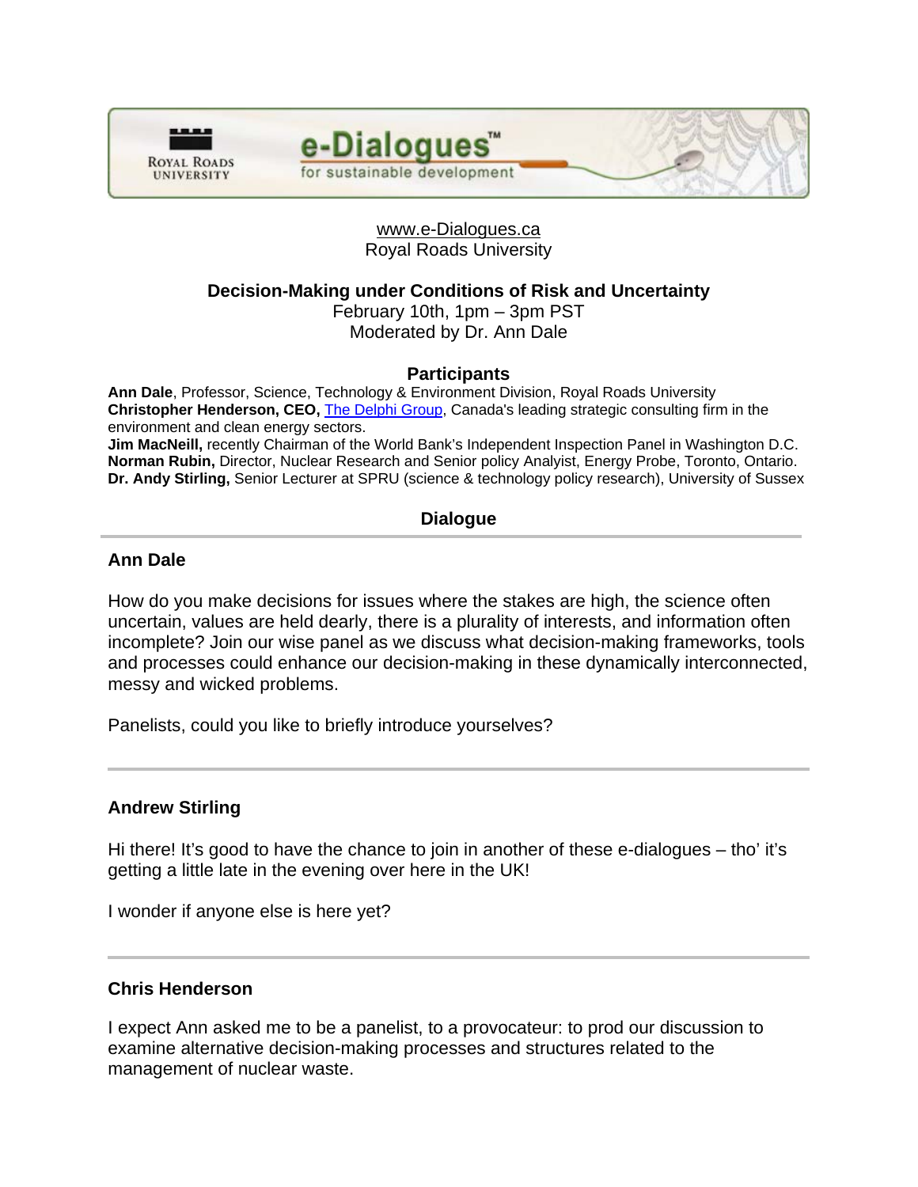e-Dialogues™ for sustainable development

Royal Roads University

www.e-Dialogues.ca
Royal Roads University

## Decision-Making under Conditions of Risk and Uncertainty

February 10th, 1pm – 3pm PST
Moderated by Dr. Ann Dale

### Participants

**Ann Dale**, Professor, Science, Technology & Environment Division, Royal Roads University
**Christopher Henderson, CEO,** The Delphi Group, Canada's leading strategic consulting firm in the environment and clean energy sectors.
**Jim MacNeill,** recently Chairman of the World Bank's Independent Inspection Panel in Washington D.C.
**Norman Rubin,** Director, Nuclear Research and Senior policy Analyist, Energy Probe, Toronto, Ontario.
**Dr. Andy Stirling,** Senior Lecturer at SPRU (science & technology policy research), University of Sussex

### Dialogue

---

**Ann Dale**

How do you make decisions for issues where the stakes are high, the science often uncertain, values are held dearly, there is a plurality of interests, and information often incomplete? Join our wise panel as we discuss what decision-making frameworks, tools and processes could enhance our decision-making in these dynamically interconnected, messy and wicked problems.

Panelists, could you like to briefly introduce yourselves?

---

**Andrew Stirling**

Hi there! It's good to have the chance to join in another of these e-dialogues – tho' it's getting a little late in the evening over here in the UK!

I wonder if anyone else is here yet?

---

**Chris Henderson**

I expect Ann asked me to be a panelist, to a provocateur: to prod our discussion to examine alternative decision-making processes and structures related to the management of nuclear waste.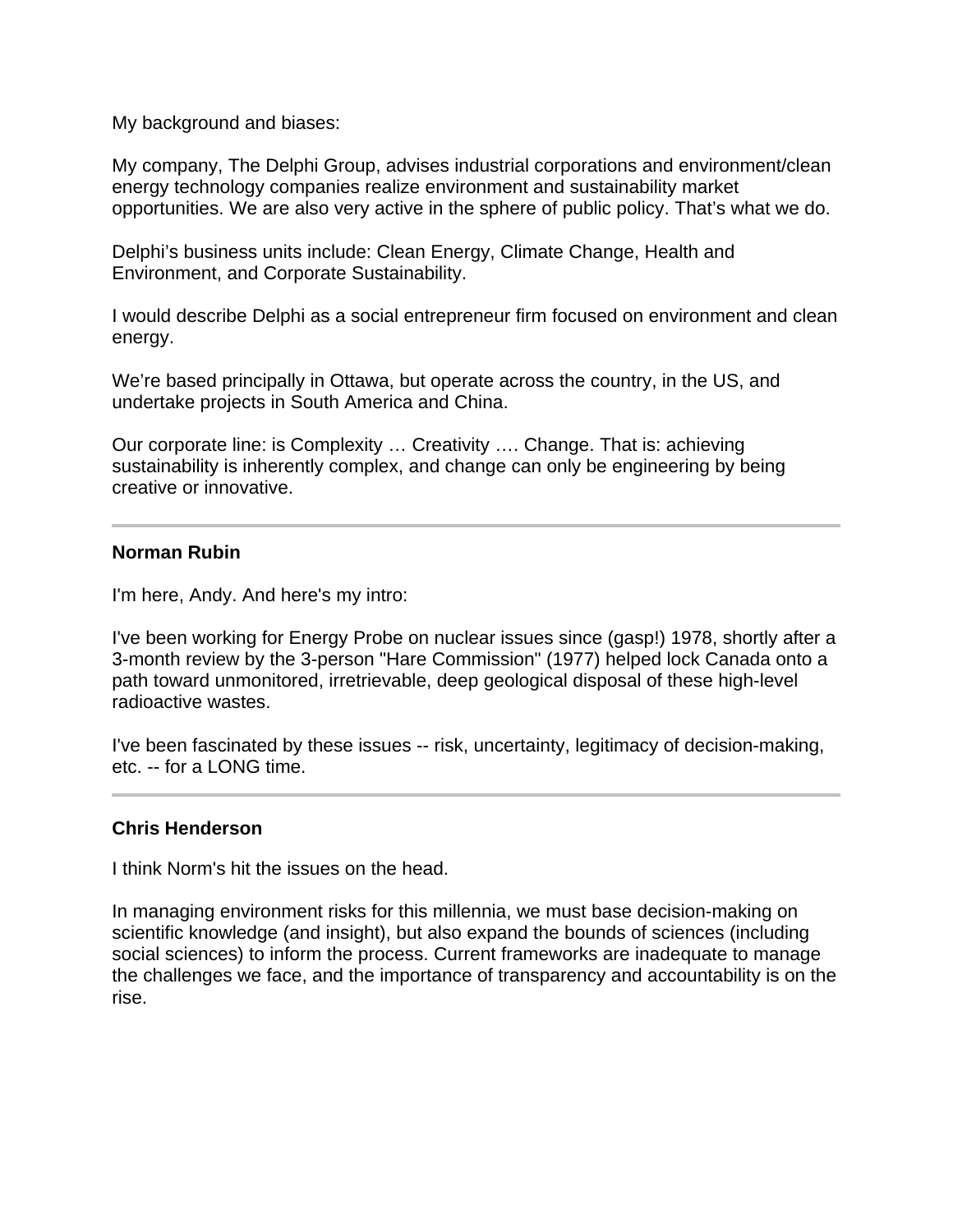My background and biases:

My company, The Delphi Group, advises industrial corporations and environment/clean energy technology companies realize environment and sustainability market opportunities. We are also very active in the sphere of public policy. That's what we do.

Delphi's business units include: Clean Energy, Climate Change, Health and Environment, and Corporate Sustainability.

I would describe Delphi as a social entrepreneur firm focused on environment and clean energy.

We're based principally in Ottawa, but operate across the country, in the US, and undertake projects in South America and China.

Our corporate line: is Complexity … Creativity …. Change. That is: achieving sustainability is inherently complex, and change can only be engineering by being creative or innovative.

---

**Norman Rubin**

I'm here, Andy. And here's my intro:

I've been working for Energy Probe on nuclear issues since (gasp!) 1978, shortly after a 3-month review by the 3-person "Hare Commission" (1977) helped lock Canada onto a path toward unmonitored, irretrievable, deep geological disposal of these high-level radioactive wastes.

I've been fascinated by these issues -- risk, uncertainty, legitimacy of decision-making, etc. -- for a LONG time.

---

**Chris Henderson**

I think Norm's hit the issues on the head.

In managing environment risks for this millennia, we must base decision-making on scientific knowledge (and insight), but also expand the bounds of sciences (including social sciences) to inform the process. Current frameworks are inadequate to manage the challenges we face, and the importance of transparency and accountability is on the rise.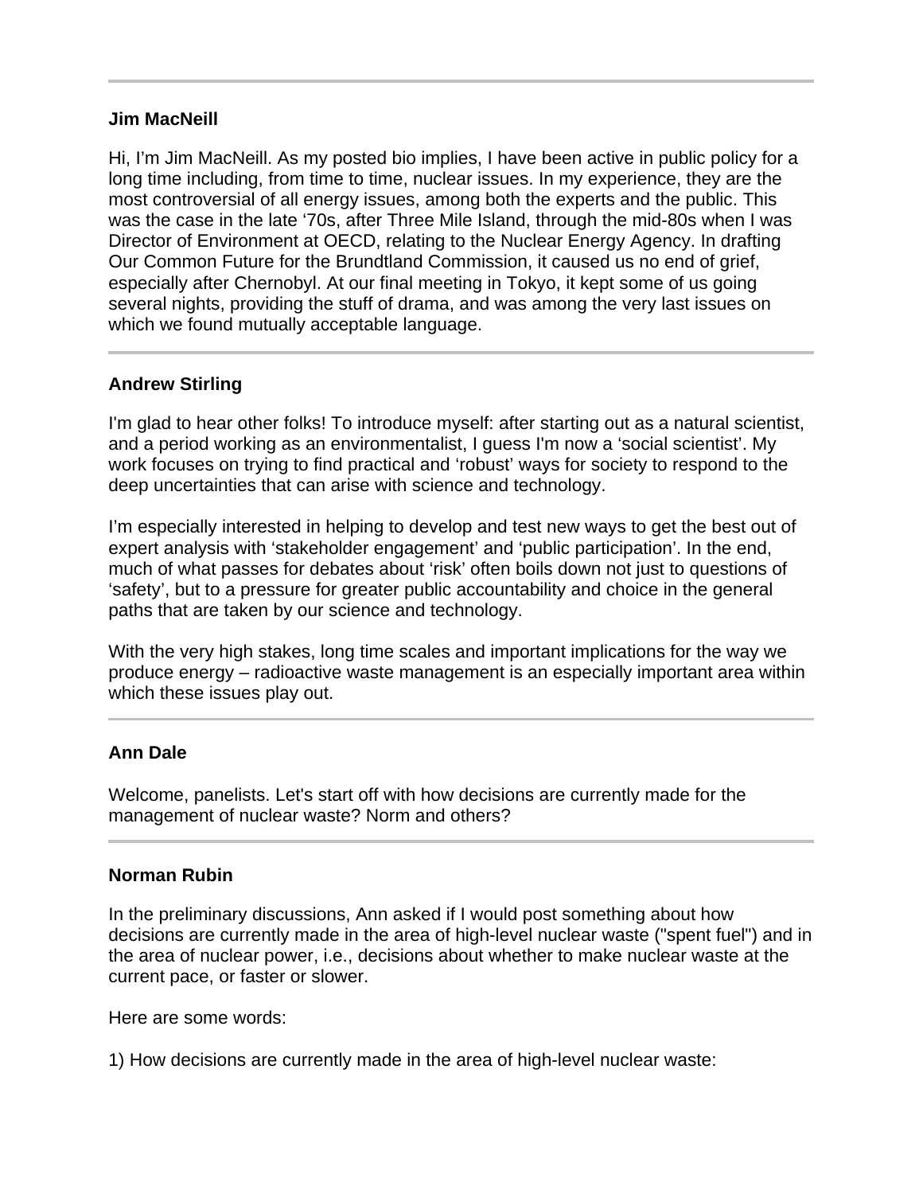---

**Jim MacNeill**

Hi, I'm Jim MacNeill. As my posted bio implies, I have been active in public policy for a long time including, from time to time, nuclear issues. In my experience, they are the most controversial of all energy issues, among both the experts and the public. This was the case in the late '70s, after Three Mile Island, through the mid-80s when I was Director of Environment at OECD, relating to the Nuclear Energy Agency. In drafting Our Common Future for the Brundtland Commission, it caused us no end of grief, especially after Chernobyl. At our final meeting in Tokyo, it kept some of us going several nights, providing the stuff of drama, and was among the very last issues on which we found mutually acceptable language.

---

**Andrew Stirling**

I'm glad to hear other folks! To introduce myself: after starting out as a natural scientist, and a period working as an environmentalist, I guess I'm now a 'social scientist'. My work focuses on trying to find practical and 'robust' ways for society to respond to the deep uncertainties that can arise with science and technology.

I'm especially interested in helping to develop and test new ways to get the best out of expert analysis with 'stakeholder engagement' and 'public participation'. In the end, much of what passes for debates about 'risk' often boils down not just to questions of 'safety', but to a pressure for greater public accountability and choice in the general paths that are taken by our science and technology.

With the very high stakes, long time scales and important implications for the way we produce energy – radioactive waste management is an especially important area within which these issues play out.

---

**Ann Dale**

Welcome, panelists. Let's start off with how decisions are currently made for the management of nuclear waste? Norm and others?

---

**Norman Rubin**

In the preliminary discussions, Ann asked if I would post something about how decisions are currently made in the area of high-level nuclear waste ("spent fuel") and in the area of nuclear power, i.e., decisions about whether to make nuclear waste at the current pace, or faster or slower.

Here are some words:

1) How decisions are currently made in the area of high-level nuclear waste: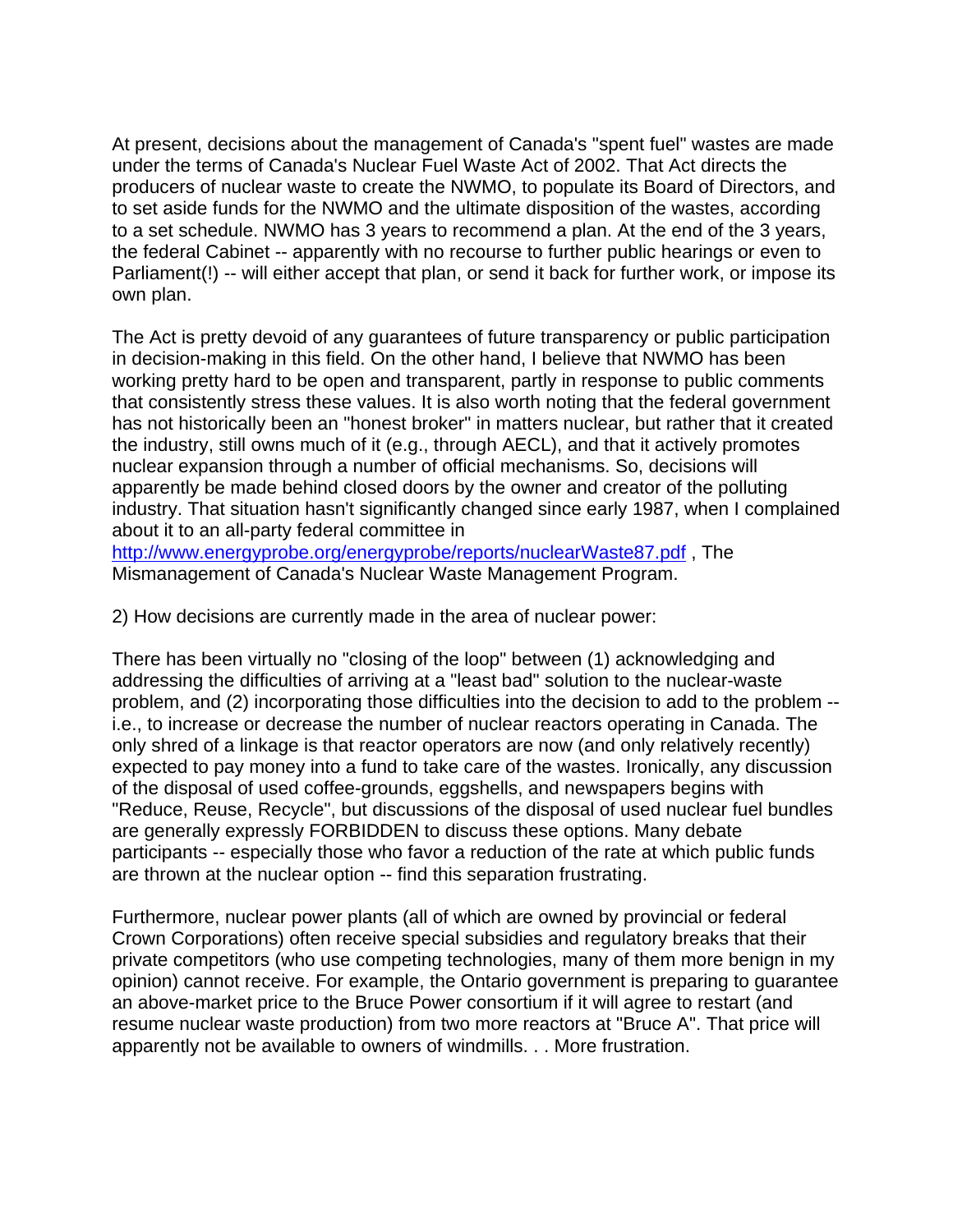At present, decisions about the management of Canada's "spent fuel" wastes are made under the terms of Canada's Nuclear Fuel Waste Act of 2002. That Act directs the producers of nuclear waste to create the NWMO, to populate its Board of Directors, and to set aside funds for the NWMO and the ultimate disposition of the wastes, according to a set schedule. NWMO has 3 years to recommend a plan. At the end of the 3 years, the federal Cabinet -- apparently with no recourse to further public hearings or even to Parliament(!) -- will either accept that plan, or send it back for further work, or impose its own plan.

The Act is pretty devoid of any guarantees of future transparency or public participation in decision-making in this field. On the other hand, I believe that NWMO has been working pretty hard to be open and transparent, partly in response to public comments that consistently stress these values. It is also worth noting that the federal government has not historically been an "honest broker" in matters nuclear, but rather that it created the industry, still owns much of it (e.g., through AECL), and that it actively promotes nuclear expansion through a number of official mechanisms. So, decisions will apparently be made behind closed doors by the owner and creator of the polluting industry. That situation hasn't significantly changed since early 1987, when I complained about it to an all-party federal committee in http://www.energyprobe.org/energyprobe/reports/nuclearWaste87.pdf , The Mismanagement of Canada's Nuclear Waste Management Program.

2) How decisions are currently made in the area of nuclear power:

There has been virtually no "closing of the loop" between (1) acknowledging and addressing the difficulties of arriving at a "least bad" solution to the nuclear-waste problem, and (2) incorporating those difficulties into the decision to add to the problem -- i.e., to increase or decrease the number of nuclear reactors operating in Canada. The only shred of a linkage is that reactor operators are now (and only relatively recently) expected to pay money into a fund to take care of the wastes. Ironically, any discussion of the disposal of used coffee-grounds, eggshells, and newspapers begins with "Reduce, Reuse, Recycle", but discussions of the disposal of used nuclear fuel bundles are generally expressly FORBIDDEN to discuss these options. Many debate participants -- especially those who favor a reduction of the rate at which public funds are thrown at the nuclear option -- find this separation frustrating.

Furthermore, nuclear power plants (all of which are owned by provincial or federal Crown Corporations) often receive special subsidies and regulatory breaks that their private competitors (who use competing technologies, many of them more benign in my opinion) cannot receive. For example, the Ontario government is preparing to guarantee an above-market price to the Bruce Power consortium if it will agree to restart (and resume nuclear waste production) from two more reactors at "Bruce A". That price will apparently not be available to owners of windmills. . . More frustration.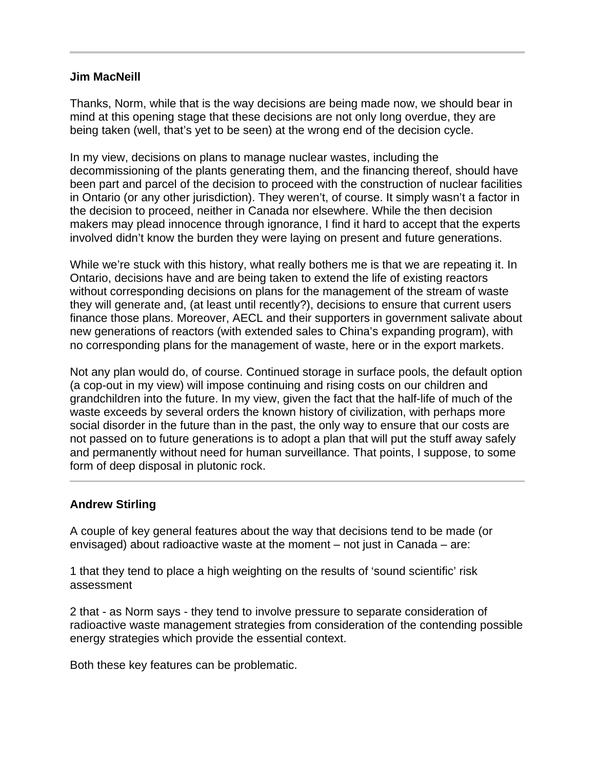---

**Jim MacNeill**

Thanks, Norm, while that is the way decisions are being made now, we should bear in mind at this opening stage that these decisions are not only long overdue, they are being taken (well, that's yet to be seen) at the wrong end of the decision cycle.

In my view, decisions on plans to manage nuclear wastes, including the decommissioning of the plants generating them, and the financing thereof, should have been part and parcel of the decision to proceed with the construction of nuclear facilities in Ontario (or any other jurisdiction). They weren't, of course. It simply wasn't a factor in the decision to proceed, neither in Canada nor elsewhere. While the then decision makers may plead innocence through ignorance, I find it hard to accept that the experts involved didn't know the burden they were laying on present and future generations.

While we're stuck with this history, what really bothers me is that we are repeating it. In Ontario, decisions have and are being taken to extend the life of existing reactors without corresponding decisions on plans for the management of the stream of waste they will generate and, (at least until recently?), decisions to ensure that current users finance those plans. Moreover, AECL and their supporters in government salivate about new generations of reactors (with extended sales to China's expanding program), with no corresponding plans for the management of waste, here or in the export markets.

Not any plan would do, of course. Continued storage in surface pools, the default option (a cop-out in my view) will impose continuing and rising costs on our children and grandchildren into the future. In my view, given the fact that the half-life of much of the waste exceeds by several orders the known history of civilization, with perhaps more social disorder in the future than in the past, the only way to ensure that our costs are not passed on to future generations is to adopt a plan that will put the stuff away safely and permanently without need for human surveillance. That points, I suppose, to some form of deep disposal in plutonic rock.

---

**Andrew Stirling**

A couple of key general features about the way that decisions tend to be made (or envisaged) about radioactive waste at the moment – not just in Canada – are:

1 that they tend to place a high weighting on the results of 'sound scientific' risk assessment

2 that - as Norm says - they tend to involve pressure to separate consideration of radioactive waste management strategies from consideration of the contending possible energy strategies which provide the essential context.

Both these key features can be problematic.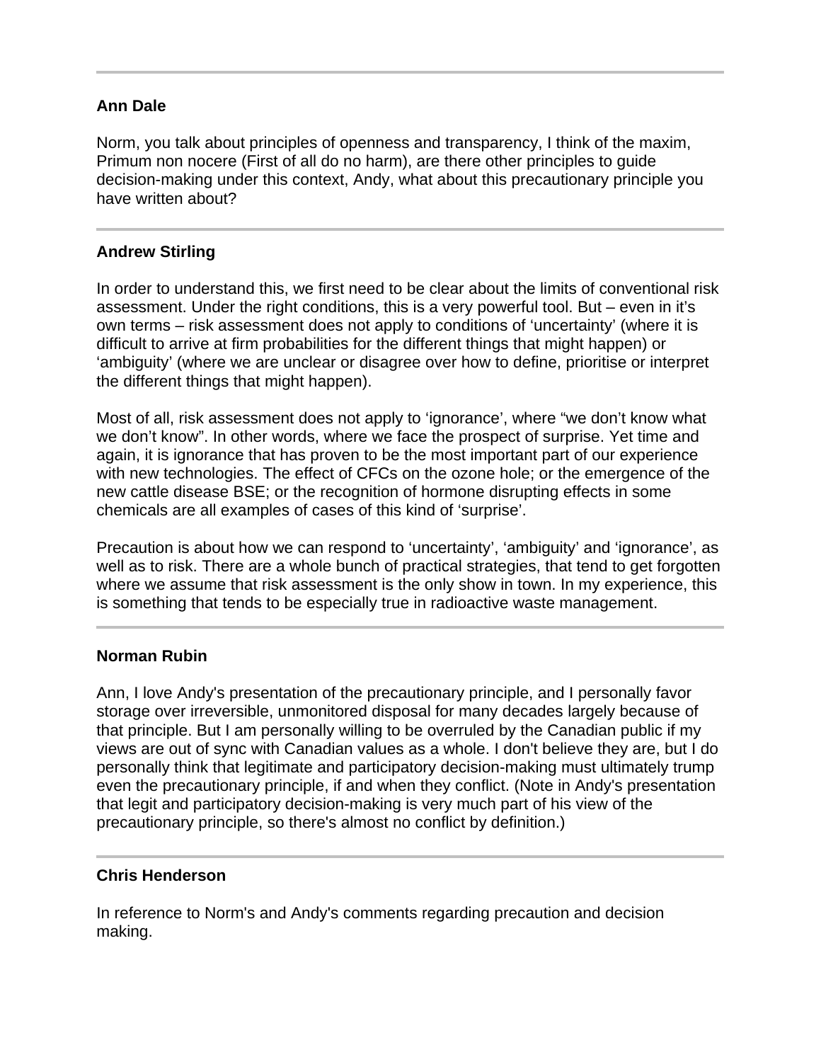---

**Ann Dale**

Norm, you talk about principles of openness and transparency, I think of the maxim, Primum non nocere (First of all do no harm), are there other principles to guide decision-making under this context, Andy, what about this precautionary principle you have written about?

---

**Andrew Stirling**

In order to understand this, we first need to be clear about the limits of conventional risk assessment. Under the right conditions, this is a very powerful tool. But – even in it's own terms – risk assessment does not apply to conditions of 'uncertainty' (where it is difficult to arrive at firm probabilities for the different things that might happen) or 'ambiguity' (where we are unclear or disagree over how to define, prioritise or interpret the different things that might happen).

Most of all, risk assessment does not apply to 'ignorance', where "we don't know what we don't know". In other words, where we face the prospect of surprise. Yet time and again, it is ignorance that has proven to be the most important part of our experience with new technologies. The effect of CFCs on the ozone hole; or the emergence of the new cattle disease BSE; or the recognition of hormone disrupting effects in some chemicals are all examples of cases of this kind of 'surprise'.

Precaution is about how we can respond to 'uncertainty', 'ambiguity' and 'ignorance', as well as to risk. There are a whole bunch of practical strategies, that tend to get forgotten where we assume that risk assessment is the only show in town. In my experience, this is something that tends to be especially true in radioactive waste management.

---

**Norman Rubin**

Ann, I love Andy's presentation of the precautionary principle, and I personally favor storage over irreversible, unmonitored disposal for many decades largely because of that principle. But I am personally willing to be overruled by the Canadian public if my views are out of sync with Canadian values as a whole. I don't believe they are, but I do personally think that legitimate and participatory decision-making must ultimately trump even the precautionary principle, if and when they conflict. (Note in Andy's presentation that legit and participatory decision-making is very much part of his view of the precautionary principle, so there's almost no conflict by definition.)

---

**Chris Henderson**

In reference to Norm's and Andy's comments regarding precaution and decision making.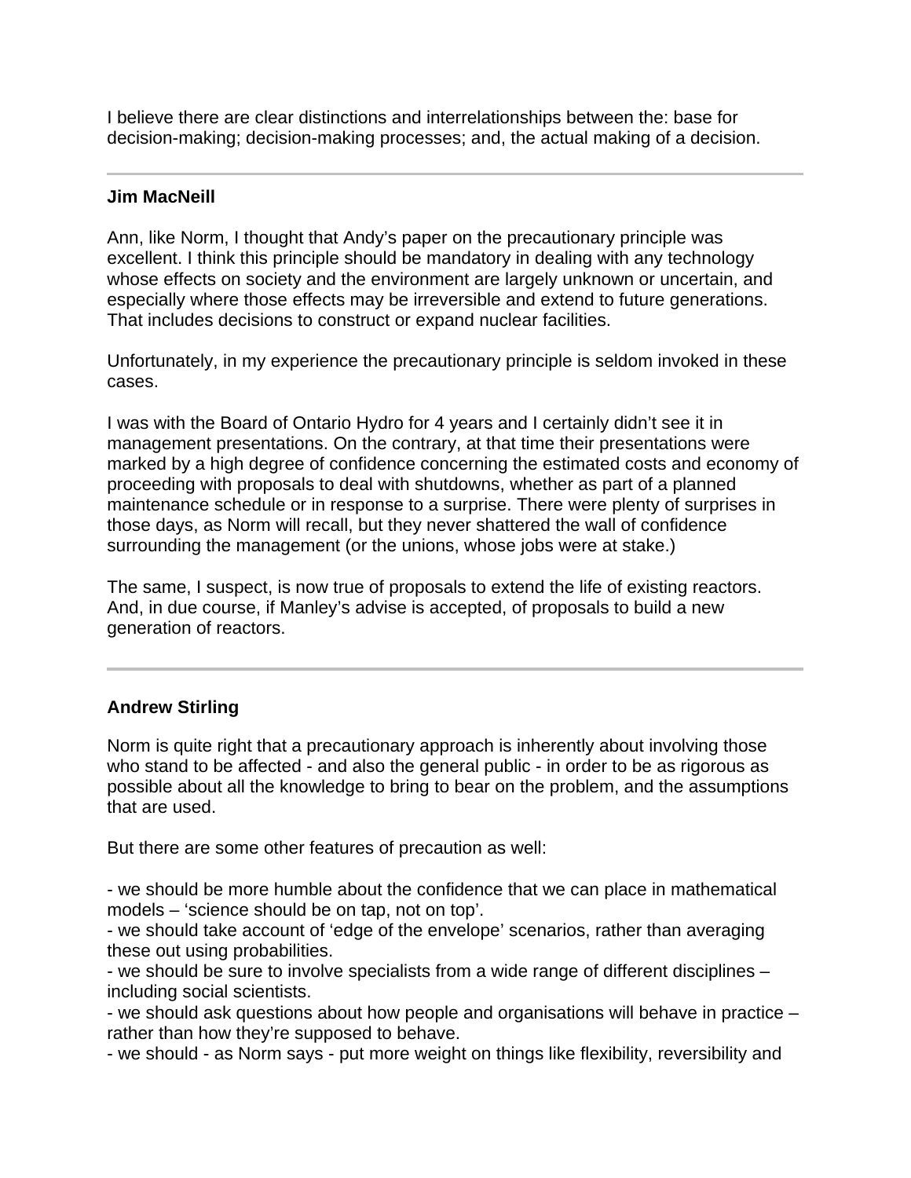I believe there are clear distinctions and interrelationships between the: base for decision-making; decision-making processes; and, the actual making of a decision.

---

**Jim MacNeill**

Ann, like Norm, I thought that Andy's paper on the precautionary principle was excellent. I think this principle should be mandatory in dealing with any technology whose effects on society and the environment are largely unknown or uncertain, and especially where those effects may be irreversible and extend to future generations. That includes decisions to construct or expand nuclear facilities.

Unfortunately, in my experience the precautionary principle is seldom invoked in these cases.

I was with the Board of Ontario Hydro for 4 years and I certainly didn't see it in management presentations. On the contrary, at that time their presentations were marked by a high degree of confidence concerning the estimated costs and economy of proceeding with proposals to deal with shutdowns, whether as part of a planned maintenance schedule or in response to a surprise. There were plenty of surprises in those days, as Norm will recall, but they never shattered the wall of confidence surrounding the management (or the unions, whose jobs were at stake.)

The same, I suspect, is now true of proposals to extend the life of existing reactors. And, in due course, if Manley's advise is accepted, of proposals to build a new generation of reactors.

---

**Andrew Stirling**

Norm is quite right that a precautionary approach is inherently about involving those who stand to be affected - and also the general public - in order to be as rigorous as possible about all the knowledge to bring to bear on the problem, and the assumptions that are used.

But there are some other features of precaution as well:

- we should be more humble about the confidence that we can place in mathematical models – 'science should be on tap, not on top'.
- we should take account of 'edge of the envelope' scenarios, rather than averaging these out using probabilities.
- we should be sure to involve specialists from a wide range of different disciplines – including social scientists.
- we should ask questions about how people and organisations will behave in practice – rather than how they're supposed to behave.
- we should - as Norm says - put more weight on things like flexibility, reversibility and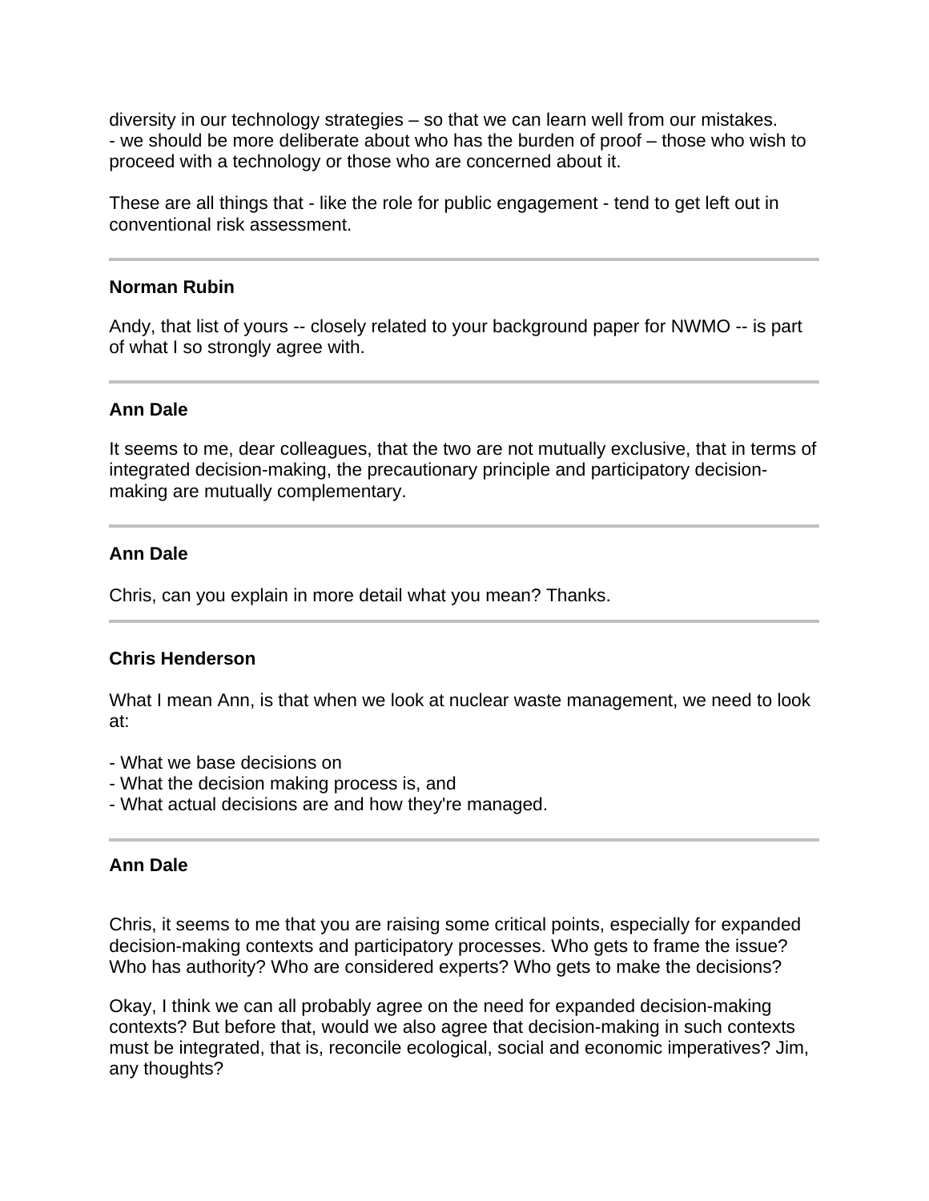diversity in our technology strategies – so that we can learn well from our mistakes.
- we should be more deliberate about who has the burden of proof – those who wish to proceed with a technology or those who are concerned about it.

These are all things that - like the role for public engagement - tend to get left out in conventional risk assessment.

---

**Norman Rubin**

Andy, that list of yours -- closely related to your background paper for NWMO -- is part of what I so strongly agree with.

---

**Ann Dale**

It seems to me, dear colleagues, that the two are not mutually exclusive, that in terms of integrated decision-making, the precautionary principle and participatory decision-making are mutually complementary.

---

**Ann Dale**

Chris, can you explain in more detail what you mean? Thanks.

---

**Chris Henderson**

What I mean Ann, is that when we look at nuclear waste management, we need to look at:

- What we base decisions on
- What the decision making process is, and
- What actual decisions are and how they're managed.

---

**Ann Dale**

Chris, it seems to me that you are raising some critical points, especially for expanded decision-making contexts and participatory processes. Who gets to frame the issue? Who has authority? Who are considered experts? Who gets to make the decisions?

Okay, I think we can all probably agree on the need for expanded decision-making contexts? But before that, would we also agree that decision-making in such contexts must be integrated, that is, reconcile ecological, social and economic imperatives? Jim, any thoughts?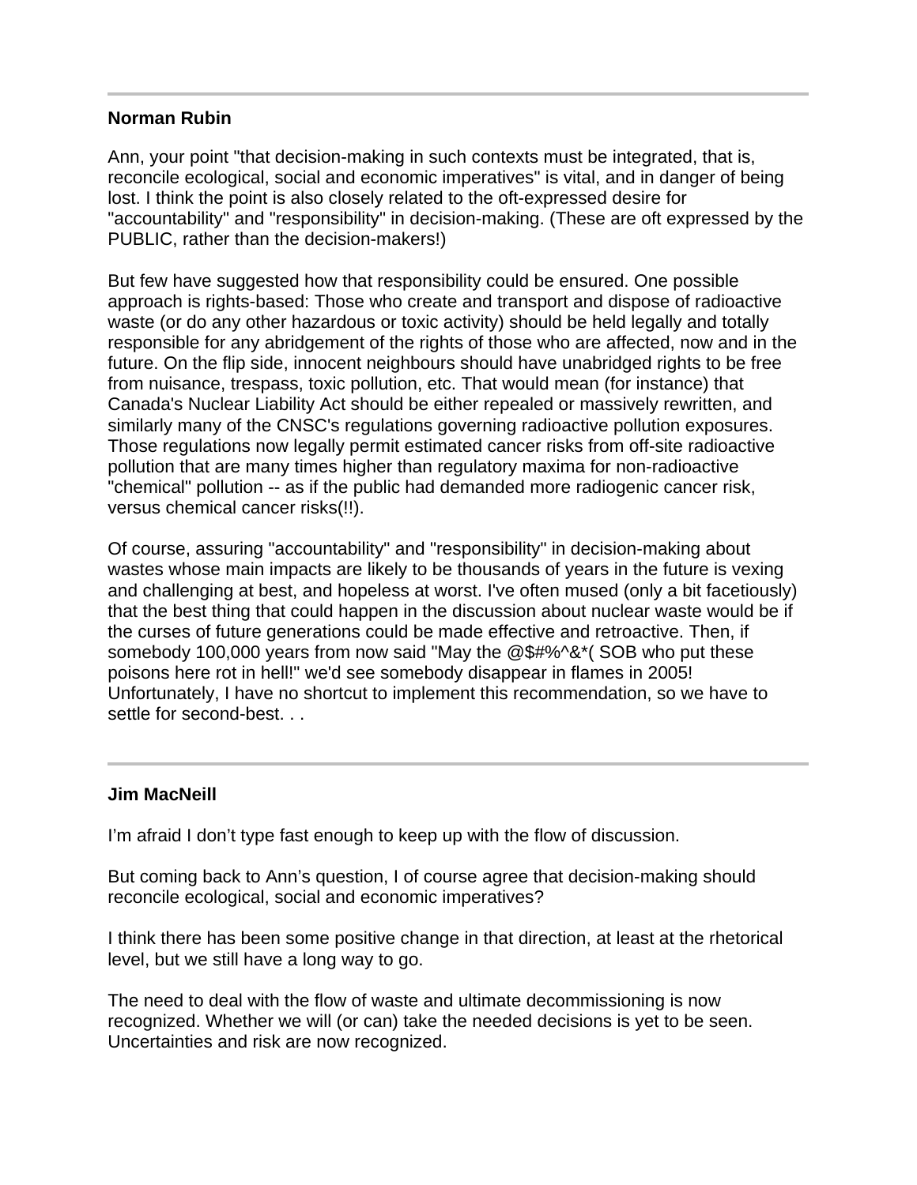---

**Norman Rubin**

Ann, your point "that decision-making in such contexts must be integrated, that is, reconcile ecological, social and economic imperatives" is vital, and in danger of being lost. I think the point is also closely related to the oft-expressed desire for "accountability" and "responsibility" in decision-making. (These are oft expressed by the PUBLIC, rather than the decision-makers!)

But few have suggested how that responsibility could be ensured. One possible approach is rights-based: Those who create and transport and dispose of radioactive waste (or do any other hazardous or toxic activity) should be held legally and totally responsible for any abridgement of the rights of those who are affected, now and in the future. On the flip side, innocent neighbours should have unabridged rights to be free from nuisance, trespass, toxic pollution, etc. That would mean (for instance) that Canada's Nuclear Liability Act should be either repealed or massively rewritten, and similarly many of the CNSC's regulations governing radioactive pollution exposures. Those regulations now legally permit estimated cancer risks from off-site radioactive pollution that are many times higher than regulatory maxima for non-radioactive "chemical" pollution -- as if the public had demanded more radiogenic cancer risk, versus chemical cancer risks(!!).

Of course, assuring "accountability" and "responsibility" in decision-making about wastes whose main impacts are likely to be thousands of years in the future is vexing and challenging at best, and hopeless at worst. I've often mused (only a bit facetiously) that the best thing that could happen in the discussion about nuclear waste would be if the curses of future generations could be made effective and retroactive. Then, if somebody 100,000 years from now said "May the @$#%^&*( SOB who put these poisons here rot in hell!" we'd see somebody disappear in flames in 2005! Unfortunately, I have no shortcut to implement this recommendation, so we have to settle for second-best. . .

---

**Jim MacNeill**

I'm afraid I don't type fast enough to keep up with the flow of discussion.

But coming back to Ann's question, I of course agree that decision-making should reconcile ecological, social and economic imperatives?

I think there has been some positive change in that direction, at least at the rhetorical level, but we still have a long way to go.

The need to deal with the flow of waste and ultimate decommissioning is now recognized. Whether we will (or can) take the needed decisions is yet to be seen. Uncertainties and risk are now recognized.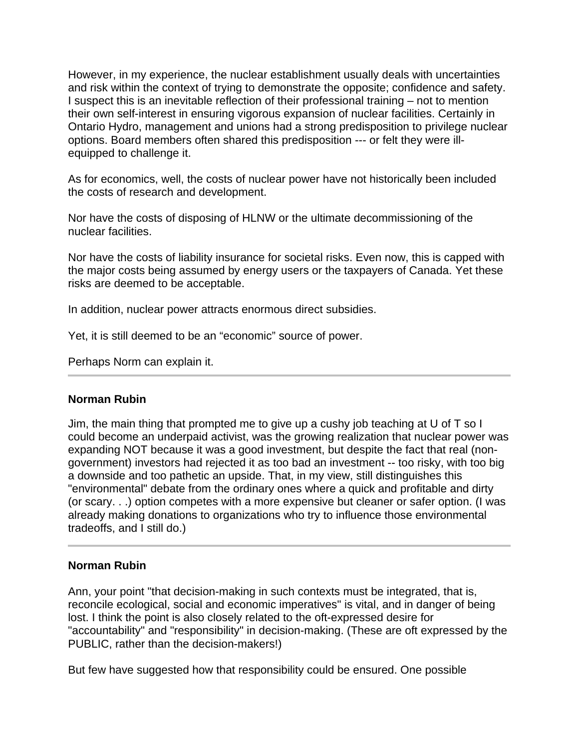However, in my experience, the nuclear establishment usually deals with uncertainties and risk within the context of trying to demonstrate the opposite; confidence and safety. I suspect this is an inevitable reflection of their professional training – not to mention their own self-interest in ensuring vigorous expansion of nuclear facilities. Certainly in Ontario Hydro, management and unions had a strong predisposition to privilege nuclear options. Board members often shared this predisposition --- or felt they were ill-equipped to challenge it.

As for economics, well, the costs of nuclear power have not historically been included the costs of research and development.

Nor have the costs of disposing of HLNW or the ultimate decommissioning of the nuclear facilities.

Nor have the costs of liability insurance for societal risks. Even now, this is capped with the major costs being assumed by energy users or the taxpayers of Canada. Yet these risks are deemed to be acceptable.

In addition, nuclear power attracts enormous direct subsidies.

Yet, it is still deemed to be an “economic” source of power.

Perhaps Norm can explain it.

---

**Norman Rubin**

Jim, the main thing that prompted me to give up a cushy job teaching at U of T so I could become an underpaid activist, was the growing realization that nuclear power was expanding NOT because it was a good investment, but despite the fact that real (non-government) investors had rejected it as too bad an investment -- too risky, with too big a downside and too pathetic an upside. That, in my view, still distinguishes this "environmental" debate from the ordinary ones where a quick and profitable and dirty (or scary. . .) option competes with a more expensive but cleaner or safer option. (I was already making donations to organizations who try to influence those environmental tradeoffs, and I still do.)

---

**Norman Rubin**

Ann, your point "that decision-making in such contexts must be integrated, that is, reconcile ecological, social and economic imperatives" is vital, and in danger of being lost. I think the point is also closely related to the oft-expressed desire for "accountability" and "responsibility" in decision-making. (These are oft expressed by the PUBLIC, rather than the decision-makers!)

But few have suggested how that responsibility could be ensured. One possible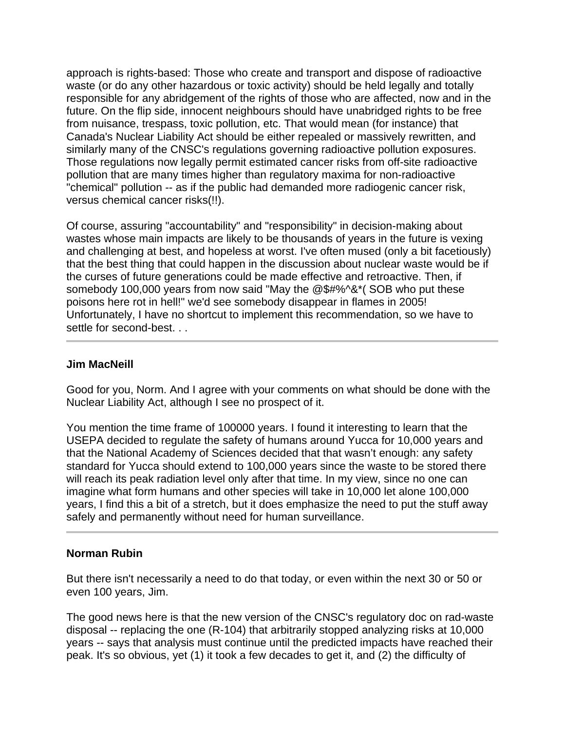approach is rights-based: Those who create and transport and dispose of radioactive waste (or do any other hazardous or toxic activity) should be held legally and totally responsible for any abridgement of the rights of those who are affected, now and in the future. On the flip side, innocent neighbours should have unabridged rights to be free from nuisance, trespass, toxic pollution, etc. That would mean (for instance) that Canada's Nuclear Liability Act should be either repealed or massively rewritten, and similarly many of the CNSC's regulations governing radioactive pollution exposures. Those regulations now legally permit estimated cancer risks from off-site radioactive pollution that are many times higher than regulatory maxima for non-radioactive "chemical" pollution -- as if the public had demanded more radiogenic cancer risk, versus chemical cancer risks(!!).

Of course, assuring "accountability" and "responsibility" in decision-making about wastes whose main impacts are likely to be thousands of years in the future is vexing and challenging at best, and hopeless at worst. I've often mused (only a bit facetiously) that the best thing that could happen in the discussion about nuclear waste would be if the curses of future generations could be made effective and retroactive. Then, if somebody 100,000 years from now said "May the @$#%^&*( SOB who put these poisons here rot in hell!" we'd see somebody disappear in flames in 2005! Unfortunately, I have no shortcut to implement this recommendation, so we have to settle for second-best. . .

---

**Jim MacNeill**

Good for you, Norm. And I agree with your comments on what should be done with the Nuclear Liability Act, although I see no prospect of it.

You mention the time frame of 100000 years. I found it interesting to learn that the USEPA decided to regulate the safety of humans around Yucca for 10,000 years and that the National Academy of Sciences decided that that wasn't enough: any safety standard for Yucca should extend to 100,000 years since the waste to be stored there will reach its peak radiation level only after that time. In my view, since no one can imagine what form humans and other species will take in 10,000 let alone 100,000 years, I find this a bit of a stretch, but it does emphasize the need to put the stuff away safely and permanently without need for human surveillance.

---

**Norman Rubin**

But there isn't necessarily a need to do that today, or even within the next 30 or 50 or even 100 years, Jim.

The good news here is that the new version of the CNSC's regulatory doc on rad-waste disposal -- replacing the one (R-104) that arbitrarily stopped analyzing risks at 10,000 years -- says that analysis must continue until the predicted impacts have reached their peak. It's so obvious, yet (1) it took a few decades to get it, and (2) the difficulty of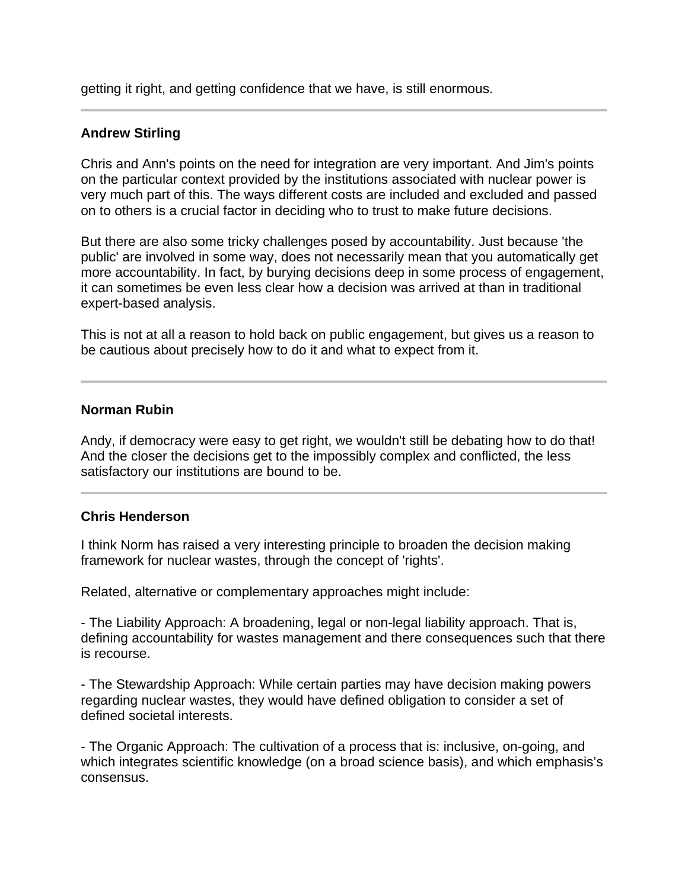getting it right, and getting confidence that we have, is still enormous.

---

**Andrew Stirling**

Chris and Ann's points on the need for integration are very important. And Jim's points on the particular context provided by the institutions associated with nuclear power is very much part of this. The ways different costs are included and excluded and passed on to others is a crucial factor in deciding who to trust to make future decisions.

But there are also some tricky challenges posed by accountability. Just because 'the public' are involved in some way, does not necessarily mean that you automatically get more accountability. In fact, by burying decisions deep in some process of engagement, it can sometimes be even less clear how a decision was arrived at than in traditional expert-based analysis.

This is not at all a reason to hold back on public engagement, but gives us a reason to be cautious about precisely how to do it and what to expect from it.

---

**Norman Rubin**

Andy, if democracy were easy to get right, we wouldn't still be debating how to do that! And the closer the decisions get to the impossibly complex and conflicted, the less satisfactory our institutions are bound to be.

---

**Chris Henderson**

I think Norm has raised a very interesting principle to broaden the decision making framework for nuclear wastes, through the concept of 'rights'.

Related, alternative or complementary approaches might include:

- The Liability Approach: A broadening, legal or non-legal liability approach. That is, defining accountability for wastes management and there consequences such that there is recourse.

- The Stewardship Approach: While certain parties may have decision making powers regarding nuclear wastes, they would have defined obligation to consider a set of defined societal interests.

- The Organic Approach: The cultivation of a process that is: inclusive, on-going, and which integrates scientific knowledge (on a broad science basis), and which emphasis's consensus.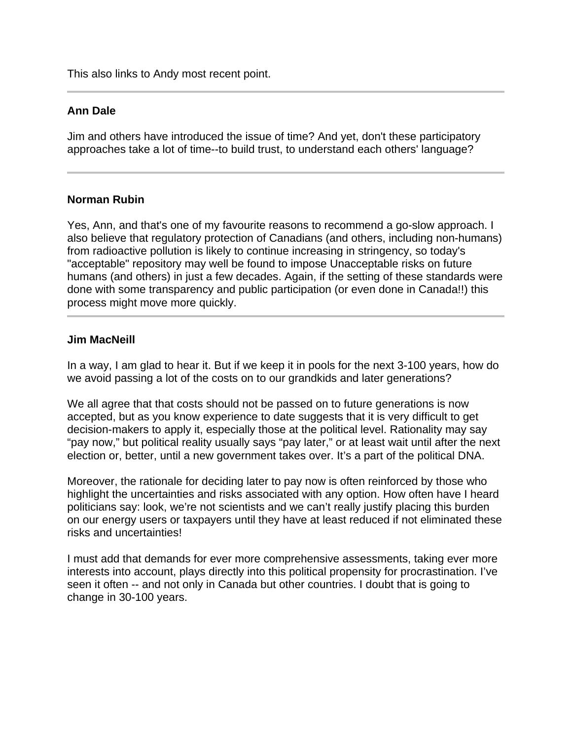This also links to Andy most recent point.

---

**Ann Dale**

Jim and others have introduced the issue of time? And yet, don't these participatory approaches take a lot of time--to build trust, to understand each others' language?

---

**Norman Rubin**

Yes, Ann, and that's one of my favourite reasons to recommend a go-slow approach. I also believe that regulatory protection of Canadians (and others, including non-humans) from radioactive pollution is likely to continue increasing in stringency, so today's "acceptable" repository may well be found to impose Unacceptable risks on future humans (and others) in just a few decades. Again, if the setting of these standards were done with some transparency and public participation (or even done in Canada!!) this process might move more quickly.

---

**Jim MacNeill**

In a way, I am glad to hear it. But if we keep it in pools for the next 3-100 years, how do we avoid passing a lot of the costs on to our grandkids and later generations?

We all agree that that costs should not be passed on to future generations is now accepted, but as you know experience to date suggests that it is very difficult to get decision-makers to apply it, especially those at the political level. Rationality may say “pay now,” but political reality usually says “pay later,” or at least wait until after the next election or, better, until a new government takes over. It’s a part of the political DNA.

Moreover, the rationale for deciding later to pay now is often reinforced by those who highlight the uncertainties and risks associated with any option. How often have I heard politicians say: look, we’re not scientists and we can’t really justify placing this burden on our energy users or taxpayers until they have at least reduced if not eliminated these risks and uncertainties!

I must add that demands for ever more comprehensive assessments, taking ever more interests into account, plays directly into this political propensity for procrastination. I’ve seen it often -- and not only in Canada but other countries. I doubt that is going to change in 30-100 years.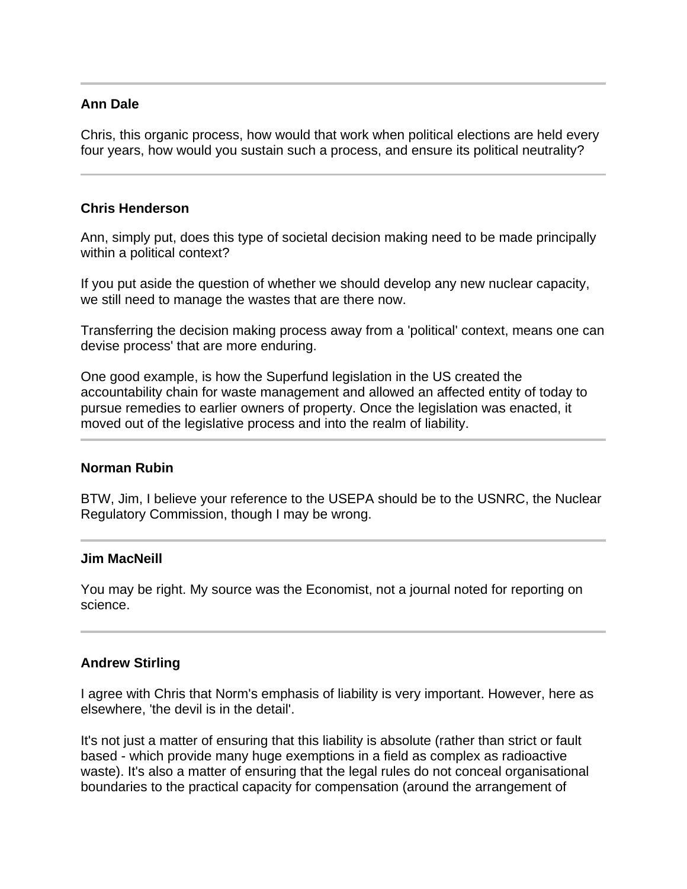**Ann Dale**

Chris, this organic process, how would that work when political elections are held every four years, how would you sustain such a process, and ensure its political neutrality?

---

**Chris Henderson**

Ann, simply put, does this type of societal decision making need to be made principally within a political context?

If you put aside the question of whether we should develop any new nuclear capacity, we still need to manage the wastes that are there now.

Transferring the decision making process away from a 'political' context, means one can devise process' that are more enduring.

One good example, is how the Superfund legislation in the US created the accountability chain for waste management and allowed an affected entity of today to pursue remedies to earlier owners of property. Once the legislation was enacted, it moved out of the legislative process and into the realm of liability.

---

**Norman Rubin**

BTW, Jim, I believe your reference to the USEPA should be to the USNRC, the Nuclear Regulatory Commission, though I may be wrong.

---

**Jim MacNeill**

You may be right. My source was the Economist, not a journal noted for reporting on science.

---

**Andrew Stirling**

I agree with Chris that Norm's emphasis of liability is very important. However, here as elsewhere, 'the devil is in the detail'.

It's not just a matter of ensuring that this liability is absolute (rather than strict or fault based - which provide many huge exemptions in a field as complex as radioactive waste). It's also a matter of ensuring that the legal rules do not conceal organisational boundaries to the practical capacity for compensation (around the arrangement of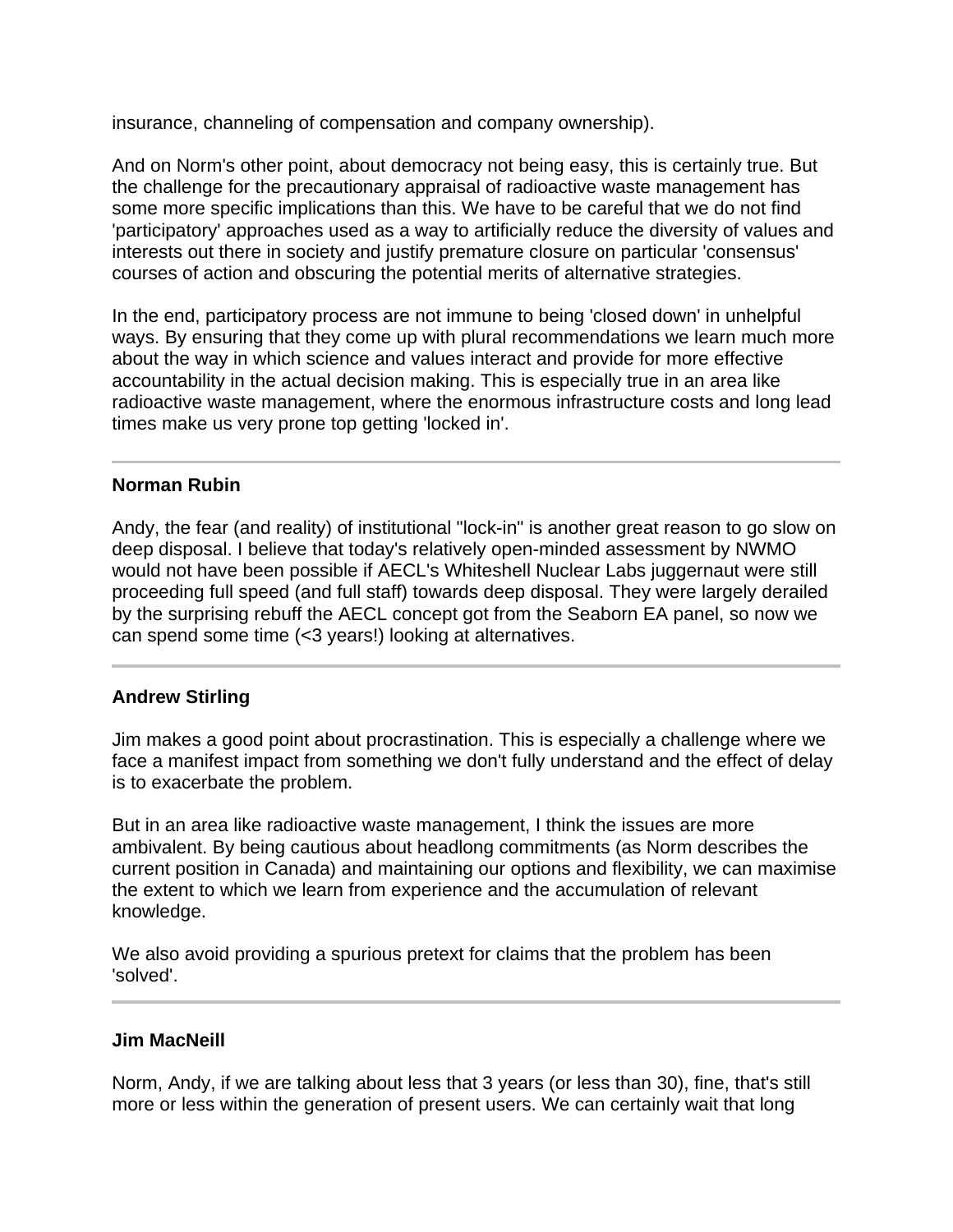insurance, channeling of compensation and company ownership).

And on Norm's other point, about democracy not being easy, this is certainly true. But the challenge for the precautionary appraisal of radioactive waste management has some more specific implications than this. We have to be careful that we do not find 'participatory' approaches used as a way to artificially reduce the diversity of values and interests out there in society and justify premature closure on particular 'consensus' courses of action and obscuring the potential merits of alternative strategies.

In the end, participatory process are not immune to being 'closed down' in unhelpful ways. By ensuring that they come up with plural recommendations we learn much more about the way in which science and values interact and provide for more effective accountability in the actual decision making. This is especially true in an area like radioactive waste management, where the enormous infrastructure costs and long lead times make us very prone top getting 'locked in'.

---

**Norman Rubin**

Andy, the fear (and reality) of institutional "lock-in" is another great reason to go slow on deep disposal. I believe that today's relatively open-minded assessment by NWMO would not have been possible if AECL's Whiteshell Nuclear Labs juggernaut were still proceeding full speed (and full staff) towards deep disposal. They were largely derailed by the surprising rebuff the AECL concept got from the Seaborn EA panel, so now we can spend some time (<3 years!) looking at alternatives.

---

**Andrew Stirling**

Jim makes a good point about procrastination. This is especially a challenge where we face a manifest impact from something we don't fully understand and the effect of delay is to exacerbate the problem.

But in an area like radioactive waste management, I think the issues are more ambivalent. By being cautious about headlong commitments (as Norm describes the current position in Canada) and maintaining our options and flexibility, we can maximise the extent to which we learn from experience and the accumulation of relevant knowledge.

We also avoid providing a spurious pretext for claims that the problem has been 'solved'.

---

**Jim MacNeill**

Norm, Andy, if we are talking about less that 3 years (or less than 30), fine, that's still more or less within the generation of present users. We can certainly wait that long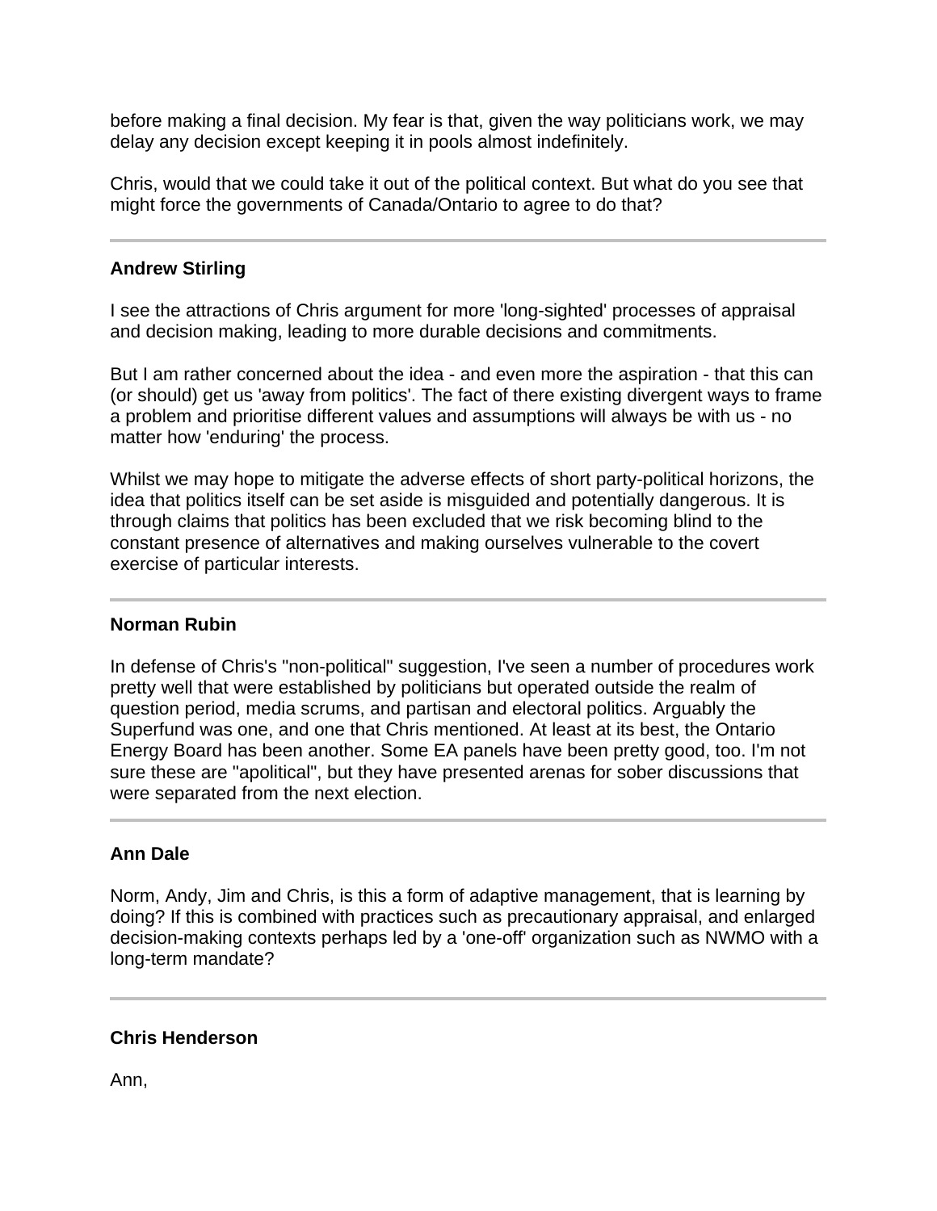before making a final decision. My fear is that, given the way politicians work, we may delay any decision except keeping it in pools almost indefinitely.

Chris, would that we could take it out of the political context. But what do you see that might force the governments of Canada/Ontario to agree to do that?

---

**Andrew Stirling**

I see the attractions of Chris argument for more 'long-sighted' processes of appraisal and decision making, leading to more durable decisions and commitments.

But I am rather concerned about the idea - and even more the aspiration - that this can (or should) get us 'away from politics'. The fact of there existing divergent ways to frame a problem and prioritise different values and assumptions will always be with us - no matter how 'enduring' the process.

Whilst we may hope to mitigate the adverse effects of short party-political horizons, the idea that politics itself can be set aside is misguided and potentially dangerous. It is through claims that politics has been excluded that we risk becoming blind to the constant presence of alternatives and making ourselves vulnerable to the covert exercise of particular interests.

---

**Norman Rubin**

In defense of Chris's "non-political" suggestion, I've seen a number of procedures work pretty well that were established by politicians but operated outside the realm of question period, media scrums, and partisan and electoral politics. Arguably the Superfund was one, and one that Chris mentioned. At least at its best, the Ontario Energy Board has been another. Some EA panels have been pretty good, too. I'm not sure these are "apolitical", but they have presented arenas for sober discussions that were separated from the next election.

---

**Ann Dale**

Norm, Andy, Jim and Chris, is this a form of adaptive management, that is learning by doing? If this is combined with practices such as precautionary appraisal, and enlarged decision-making contexts perhaps led by a 'one-off' organization such as NWMO with a long-term mandate?

---

**Chris Henderson**

Ann,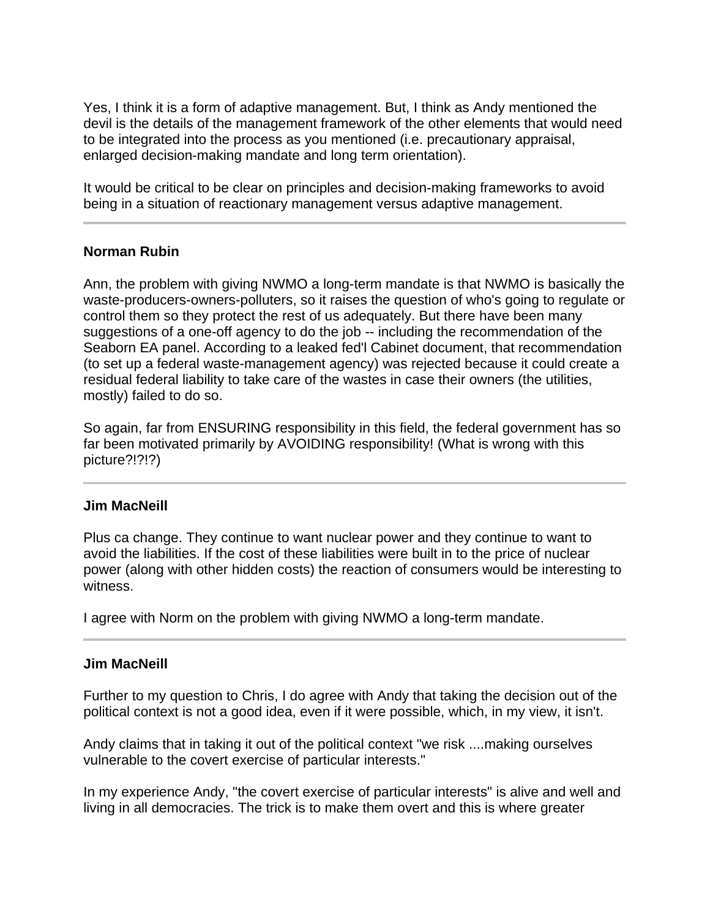Yes, I think it is a form of adaptive management. But, I think as Andy mentioned the devil is the details of the management framework of the other elements that would need to be integrated into the process as you mentioned (i.e. precautionary appraisal, enlarged decision-making mandate and long term orientation).

It would be critical to be clear on principles and decision-making frameworks to avoid being in a situation of reactionary management versus adaptive management.

---

**Norman Rubin**

Ann, the problem with giving NWMO a long-term mandate is that NWMO is basically the waste-producers-owners-polluters, so it raises the question of who's going to regulate or control them so they protect the rest of us adequately. But there have been many suggestions of a one-off agency to do the job -- including the recommendation of the Seaborn EA panel. According to a leaked fed'l Cabinet document, that recommendation (to set up a federal waste-management agency) was rejected because it could create a residual federal liability to take care of the wastes in case their owners (the utilities, mostly) failed to do so.

So again, far from ENSURING responsibility in this field, the federal government has so far been motivated primarily by AVOIDING responsibility! (What is wrong with this picture?!?!?)

---

**Jim MacNeill**

Plus ca change. They continue to want nuclear power and they continue to want to avoid the liabilities. If the cost of these liabilities were built in to the price of nuclear power (along with other hidden costs) the reaction of consumers would be interesting to witness.

I agree with Norm on the problem with giving NWMO a long-term mandate.

---

**Jim MacNeill**

Further to my question to Chris, I do agree with Andy that taking the decision out of the political context is not a good idea, even if it were possible, which, in my view, it isn't.

Andy claims that in taking it out of the political context "we risk ....making ourselves vulnerable to the covert exercise of particular interests."

In my experience Andy, "the covert exercise of particular interests" is alive and well and living in all democracies. The trick is to make them overt and this is where greater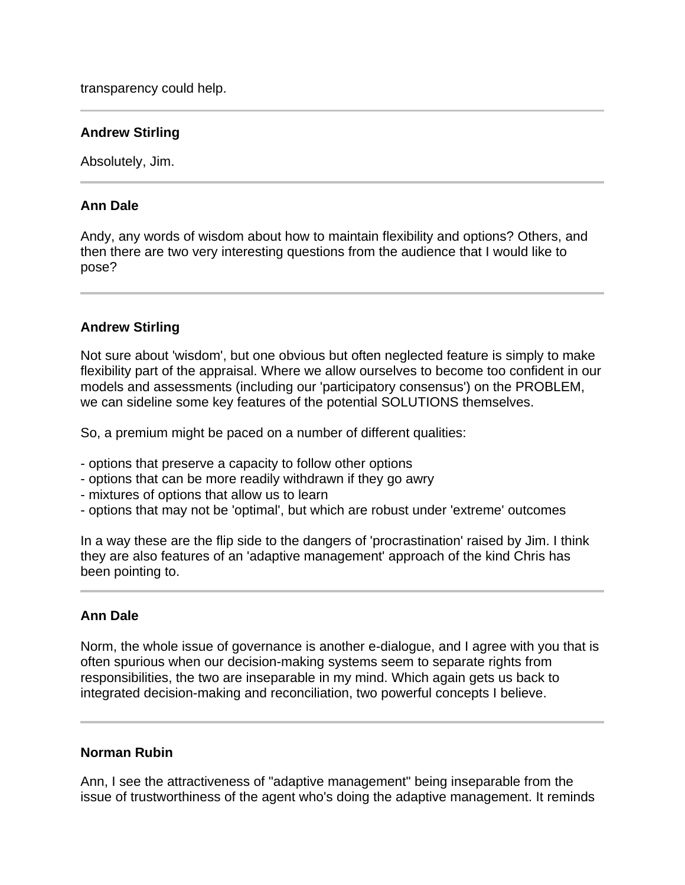transparency could help.

---

**Andrew Stirling**

Absolutely, Jim.

---

**Ann Dale**

Andy, any words of wisdom about how to maintain flexibility and options? Others, and then there are two very interesting questions from the audience that I would like to pose?

---

**Andrew Stirling**

Not sure about 'wisdom', but one obvious but often neglected feature is simply to make flexibility part of the appraisal. Where we allow ourselves to become too confident in our models and assessments (including our 'participatory consensus') on the PROBLEM, we can sideline some key features of the potential SOLUTIONS themselves.

So, a premium might be paced on a number of different qualities:

- options that preserve a capacity to follow other options
- options that can be more readily withdrawn if they go awry
- mixtures of options that allow us to learn
- options that may not be 'optimal', but which are robust under 'extreme' outcomes

In a way these are the flip side to the dangers of 'procrastination' raised by Jim. I think they are also features of an 'adaptive management' approach of the kind Chris has been pointing to.

---

**Ann Dale**

Norm, the whole issue of governance is another e-dialogue, and I agree with you that is often spurious when our decision-making systems seem to separate rights from responsibilities, the two are inseparable in my mind. Which again gets us back to integrated decision-making and reconciliation, two powerful concepts I believe.

---

**Norman Rubin**

Ann, I see the attractiveness of "adaptive management" being inseparable from the issue of trustworthiness of the agent who's doing the adaptive management. It reminds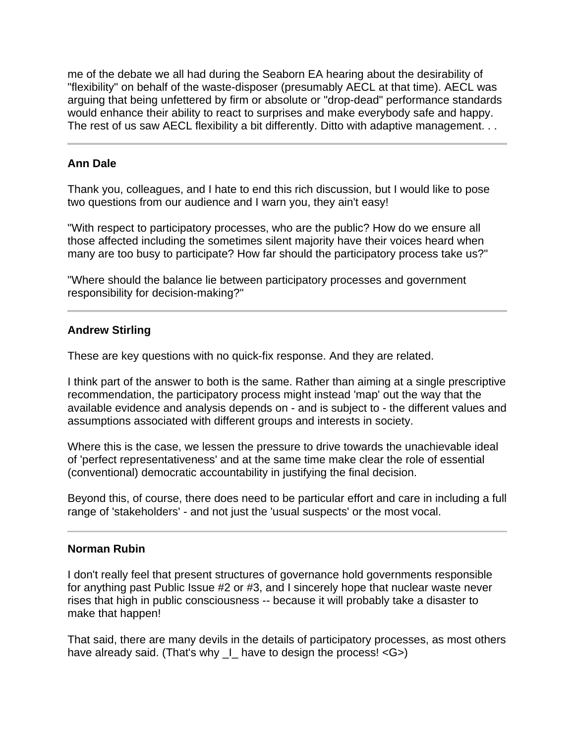me of the debate we all had during the Seaborn EA hearing about the desirability of "flexibility" on behalf of the waste-disposer (presumably AECL at that time). AECL was arguing that being unfettered by firm or absolute or "drop-dead" performance standards would enhance their ability to react to surprises and make everybody safe and happy. The rest of us saw AECL flexibility a bit differently. Ditto with adaptive management. . .

---

**Ann Dale**

Thank you, colleagues, and I hate to end this rich discussion, but I would like to pose two questions from our audience and I warn you, they ain't easy!

"With respect to participatory processes, who are the public? How do we ensure all those affected including the sometimes silent majority have their voices heard when many are too busy to participate? How far should the participatory process take us?"

"Where should the balance lie between participatory processes and government responsibility for decision-making?"

---

**Andrew Stirling**

These are key questions with no quick-fix response. And they are related.

I think part of the answer to both is the same. Rather than aiming at a single prescriptive recommendation, the participatory process might instead 'map' out the way that the available evidence and analysis depends on - and is subject to - the different values and assumptions associated with different groups and interests in society.

Where this is the case, we lessen the pressure to drive towards the unachievable ideal of 'perfect representativeness' and at the same time make clear the role of essential (conventional) democratic accountability in justifying the final decision.

Beyond this, of course, there does need to be particular effort and care in including a full range of 'stakeholders' - and not just the 'usual suspects' or the most vocal.

---

**Norman Rubin**

I don't really feel that present structures of governance hold governments responsible for anything past Public Issue #2 or #3, and I sincerely hope that nuclear waste never rises that high in public consciousness -- because it will probably take a disaster to make that happen!

That said, there are many devils in the details of participatory processes, as most others have already said. (That's why _I_ have to design the process! <G>)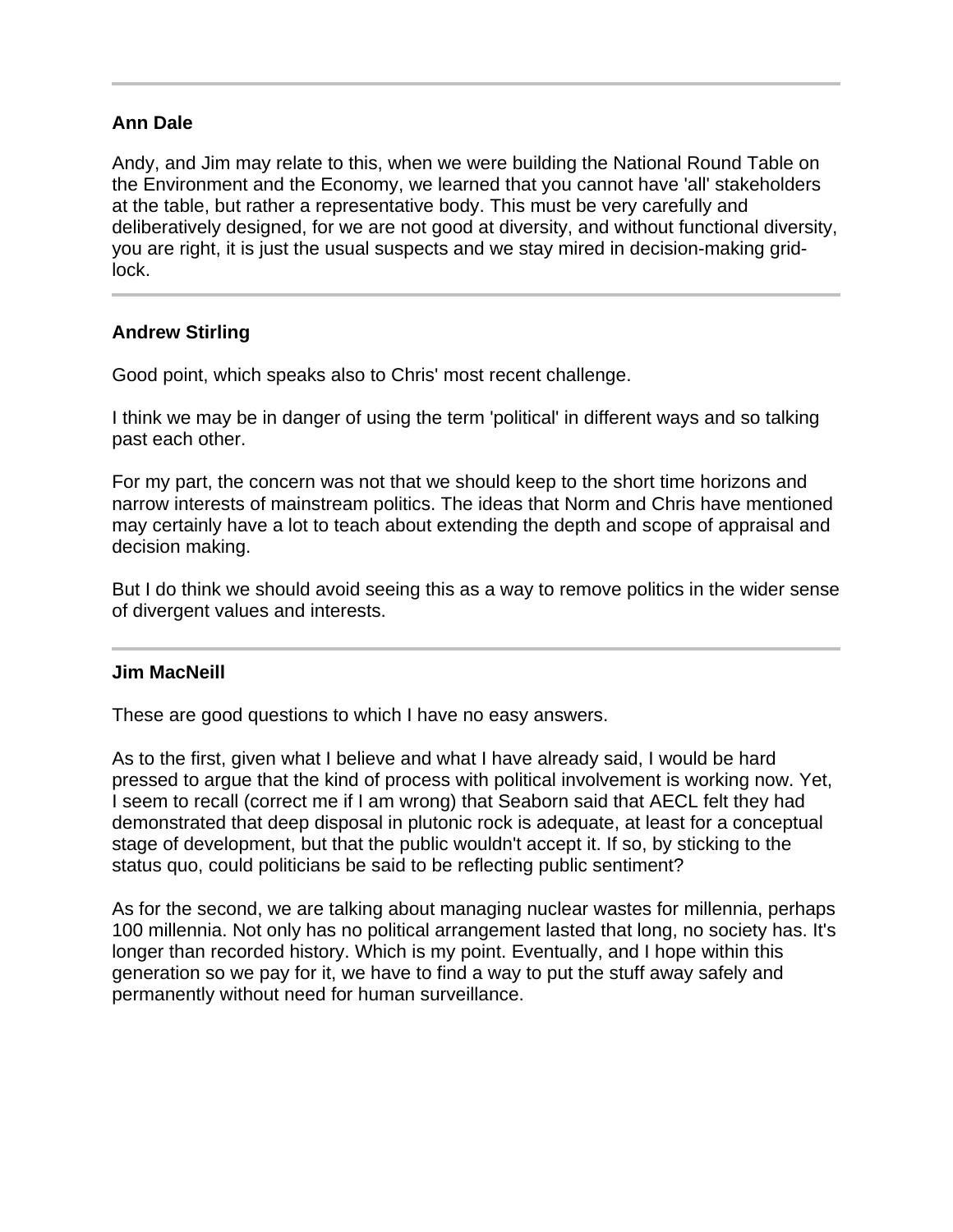---

**Ann Dale**

Andy, and Jim may relate to this, when we were building the National Round Table on the Environment and the Economy, we learned that you cannot have 'all' stakeholders at the table, but rather a representative body. This must be very carefully and deliberatively designed, for we are not good at diversity, and without functional diversity, you are right, it is just the usual suspects and we stay mired in decision-making grid-lock.

---

**Andrew Stirling**

Good point, which speaks also to Chris' most recent challenge.

I think we may be in danger of using the term 'political' in different ways and so talking past each other.

For my part, the concern was not that we should keep to the short time horizons and narrow interests of mainstream politics. The ideas that Norm and Chris have mentioned may certainly have a lot to teach about extending the depth and scope of appraisal and decision making.

But I do think we should avoid seeing this as a way to remove politics in the wider sense of divergent values and interests.

---

**Jim MacNeill**

These are good questions to which I have no easy answers.

As to the first, given what I believe and what I have already said, I would be hard pressed to argue that the kind of process with political involvement is working now. Yet, I seem to recall (correct me if I am wrong) that Seaborn said that AECL felt they had demonstrated that deep disposal in plutonic rock is adequate, at least for a conceptual stage of development, but that the public wouldn't accept it. If so, by sticking to the status quo, could politicians be said to be reflecting public sentiment?

As for the second, we are talking about managing nuclear wastes for millennia, perhaps 100 millennia. Not only has no political arrangement lasted that long, no society has. It's longer than recorded history. Which is my point. Eventually, and I hope within this generation so we pay for it, we have to find a way to put the stuff away safely and permanently without need for human surveillance.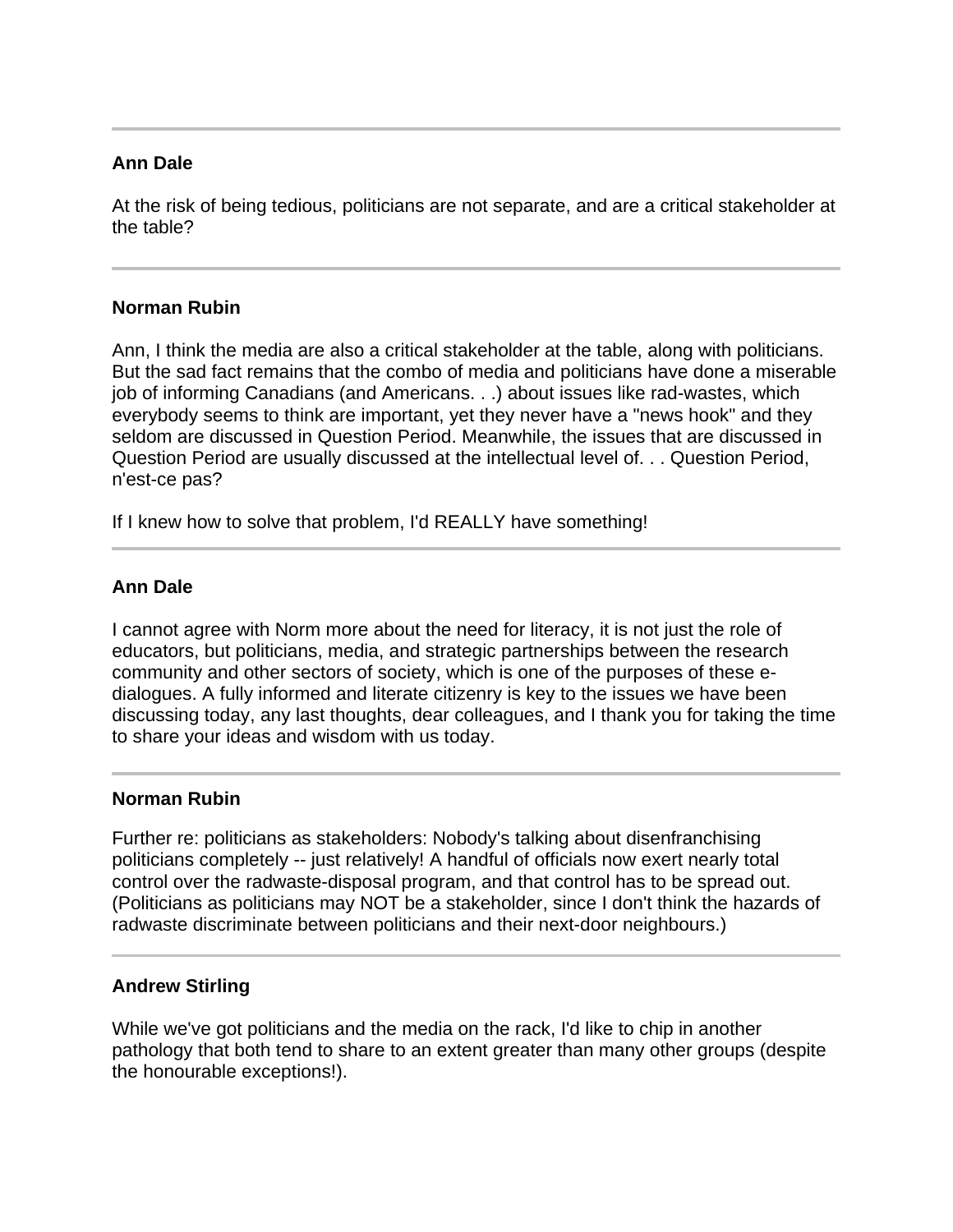---

**Ann Dale**

At the risk of being tedious, politicians are not separate, and are a critical stakeholder at the table?

---

**Norman Rubin**

Ann, I think the media are also a critical stakeholder at the table, along with politicians. But the sad fact remains that the combo of media and politicians have done a miserable job of informing Canadians (and Americans. . .) about issues like rad-wastes, which everybody seems to think are important, yet they never have a "news hook" and they seldom are discussed in Question Period. Meanwhile, the issues that are discussed in Question Period are usually discussed at the intellectual level of. . . Question Period, n'est-ce pas?

If I knew how to solve that problem, I'd REALLY have something!

---

**Ann Dale**

I cannot agree with Norm more about the need for literacy, it is not just the role of educators, but politicians, media, and strategic partnerships between the research community and other sectors of society, which is one of the purposes of these e-dialogues. A fully informed and literate citizenry is key to the issues we have been discussing today, any last thoughts, dear colleagues, and I thank you for taking the time to share your ideas and wisdom with us today.

---

**Norman Rubin**

Further re: politicians as stakeholders: Nobody's talking about disenfranchising politicians completely -- just relatively! A handful of officials now exert nearly total control over the radwaste-disposal program, and that control has to be spread out. (Politicians as politicians may NOT be a stakeholder, since I don't think the hazards of radwaste discriminate between politicians and their next-door neighbours.)

---

**Andrew Stirling**

While we've got politicians and the media on the rack, I'd like to chip in another pathology that both tend to share to an extent greater than many other groups (despite the honourable exceptions!).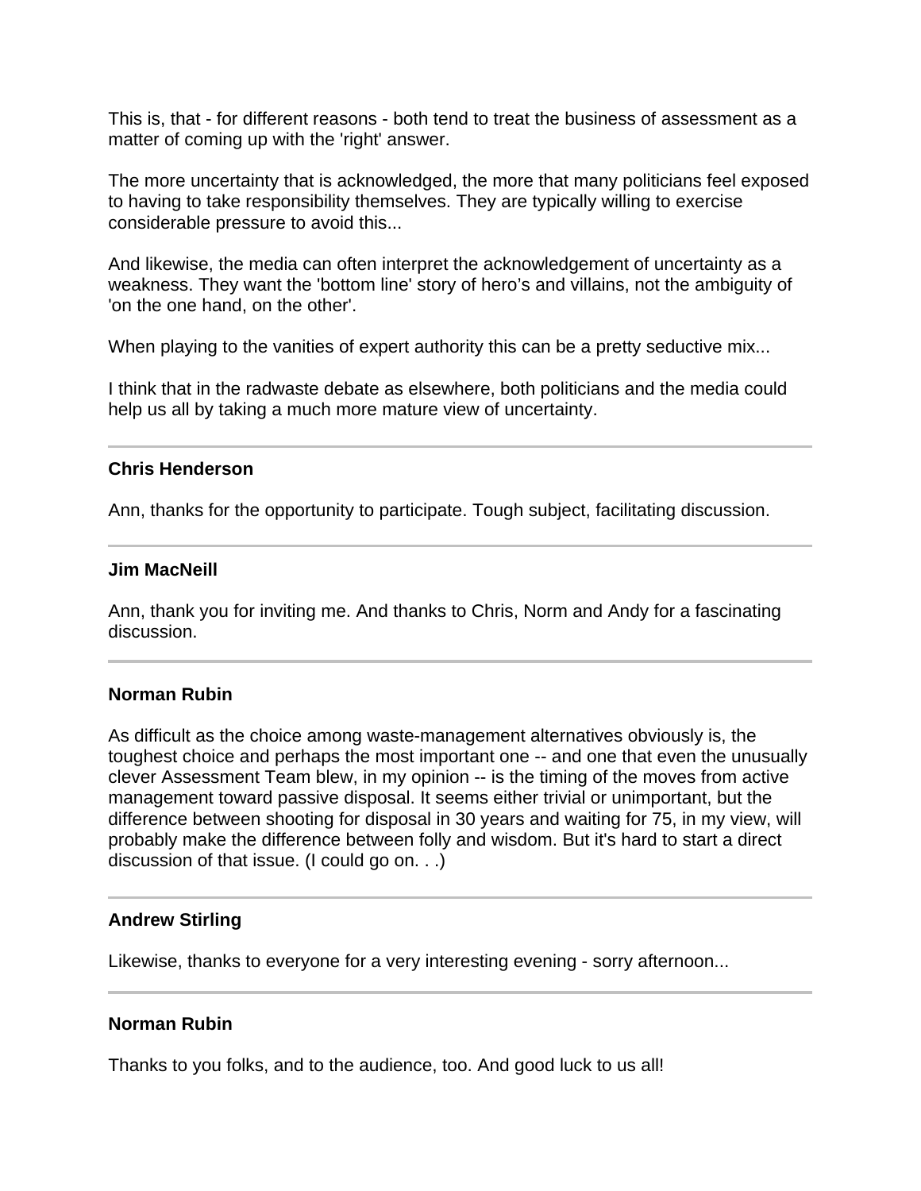This is, that - for different reasons - both tend to treat the business of assessment as a matter of coming up with the 'right' answer.

The more uncertainty that is acknowledged, the more that many politicians feel exposed to having to take responsibility themselves. They are typically willing to exercise considerable pressure to avoid this...

And likewise, the media can often interpret the acknowledgement of uncertainty as a weakness. They want the 'bottom line' story of hero's and villains, not the ambiguity of 'on the one hand, on the other'.

When playing to the vanities of expert authority this can be a pretty seductive mix...

I think that in the radwaste debate as elsewhere, both politicians and the media could help us all by taking a much more mature view of uncertainty.

---

**Chris Henderson**

Ann, thanks for the opportunity to participate. Tough subject, facilitating discussion.

---

**Jim MacNeill**

Ann, thank you for inviting me. And thanks to Chris, Norm and Andy for a fascinating discussion.

---

**Norman Rubin**

As difficult as the choice among waste-management alternatives obviously is, the toughest choice and perhaps the most important one -- and one that even the unusually clever Assessment Team blew, in my opinion -- is the timing of the moves from active management toward passive disposal. It seems either trivial or unimportant, but the difference between shooting for disposal in 30 years and waiting for 75, in my view, will probably make the difference between folly and wisdom. But it's hard to start a direct discussion of that issue. (I could go on. . .)

---

**Andrew Stirling**

Likewise, thanks to everyone for a very interesting evening - sorry afternoon...

---

**Norman Rubin**

Thanks to you folks, and to the audience, too. And good luck to us all!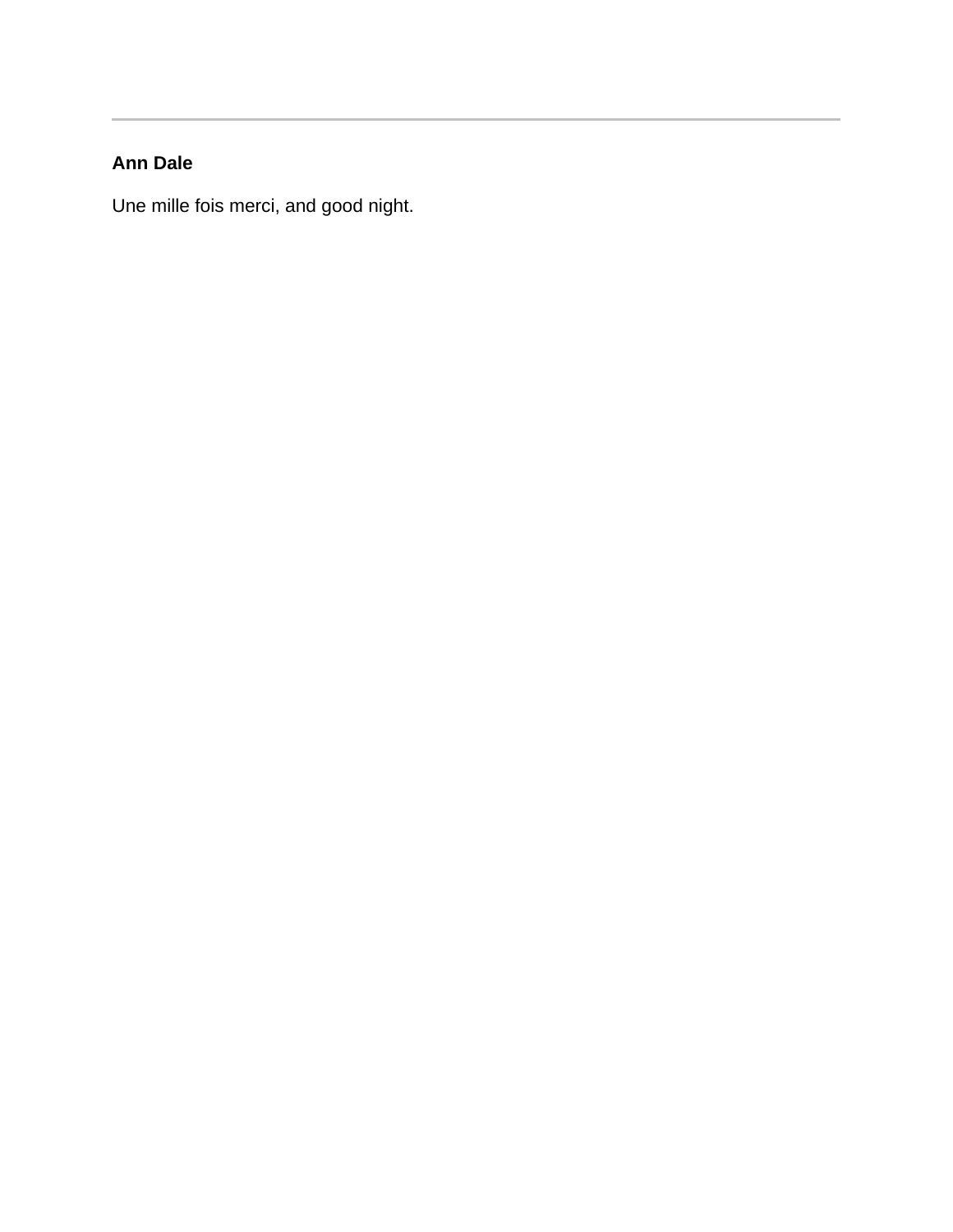---

**Ann Dale**

Une mille fois merci, and good night.